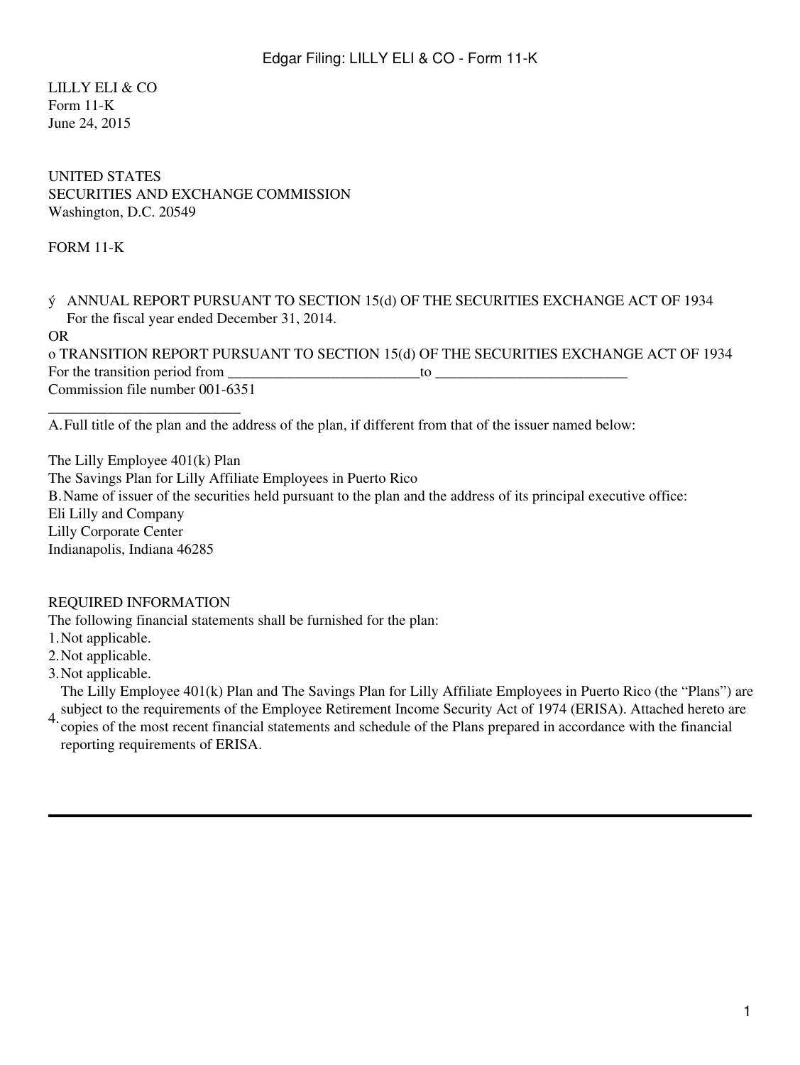LILLY ELI & CO
Form 11-K
June 24, 2015

UNITED STATES
SECURITIES AND EXCHANGE COMMISSION
Washington, D.C. 20549

FORM 11-K

ý ANNUAL REPORT PURSUANT TO SECTION 15(d) OF THE SECURITIES EXCHANGE ACT OF 1934
For the fiscal year ended December 31, 2014.

OR

o TRANSITION REPORT PURSUANT TO SECTION 15(d) OF THE SECURITIES EXCHANGE ACT OF 1934
For the transition period from __________________________to __________________________
Commission file number 001-6351

__________________________

A. Full title of the plan and the address of the plan, if different from that of the issuer named below:

The Lilly Employee 401(k) Plan
The Savings Plan for Lilly Affiliate Employees in Puerto Rico

B. Name of issuer of the securities held pursuant to the plan and the address of its principal executive office:

Eli Lilly and Company
Lilly Corporate Center
Indianapolis, Indiana 46285

REQUIRED INFORMATION

The following financial statements shall be furnished for the plan:

1. Not applicable.
2. Not applicable.
3. Not applicable.
4. The Lilly Employee 401(k) Plan and The Savings Plan for Lilly Affiliate Employees in Puerto Rico (the "Plans") are subject to the requirements of the Employee Retirement Income Security Act of 1974 (ERISA). Attached hereto are copies of the most recent financial statements and schedule of the Plans prepared in accordance with the financial reporting requirements of ERISA.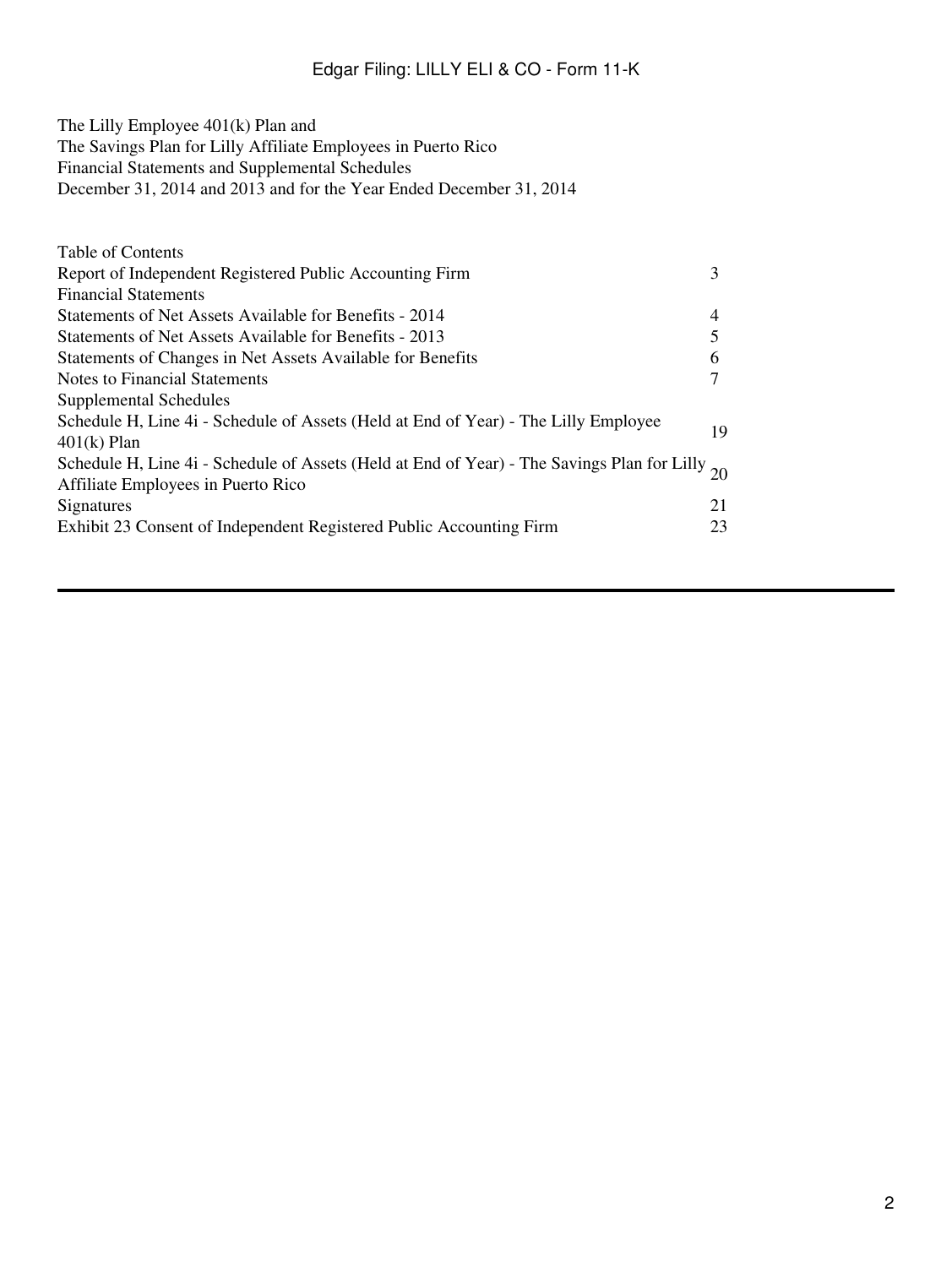The Lilly Employee 401(k) Plan and
The Savings Plan for Lilly Affiliate Employees in Puerto Rico
Financial Statements and Supplemental Schedules
December 31, 2014 and 2013 and for the Year Ended December 31, 2014

| Table of Contents | |
|---|---|
| Report of Independent Registered Public Accounting Firm | 3 |
| Financial Statements | |
| Statements of Net Assets Available for Benefits - 2014 | 4 |
| Statements of Net Assets Available for Benefits - 2013 | 5 |
| Statements of Changes in Net Assets Available for Benefits | 6 |
| Notes to Financial Statements | 7 |
| Supplemental Schedules | |
| Schedule H, Line 4i - Schedule of Assets (Held at End of Year) - The Lilly Employee 401(k) Plan | 19 |
| Schedule H, Line 4i - Schedule of Assets (Held at End of Year) - The Savings Plan for Lilly Affiliate Employees in Puerto Rico | 20 |
| Signatures | 21 |
| Exhibit 23 Consent of Independent Registered Public Accounting Firm | 23 |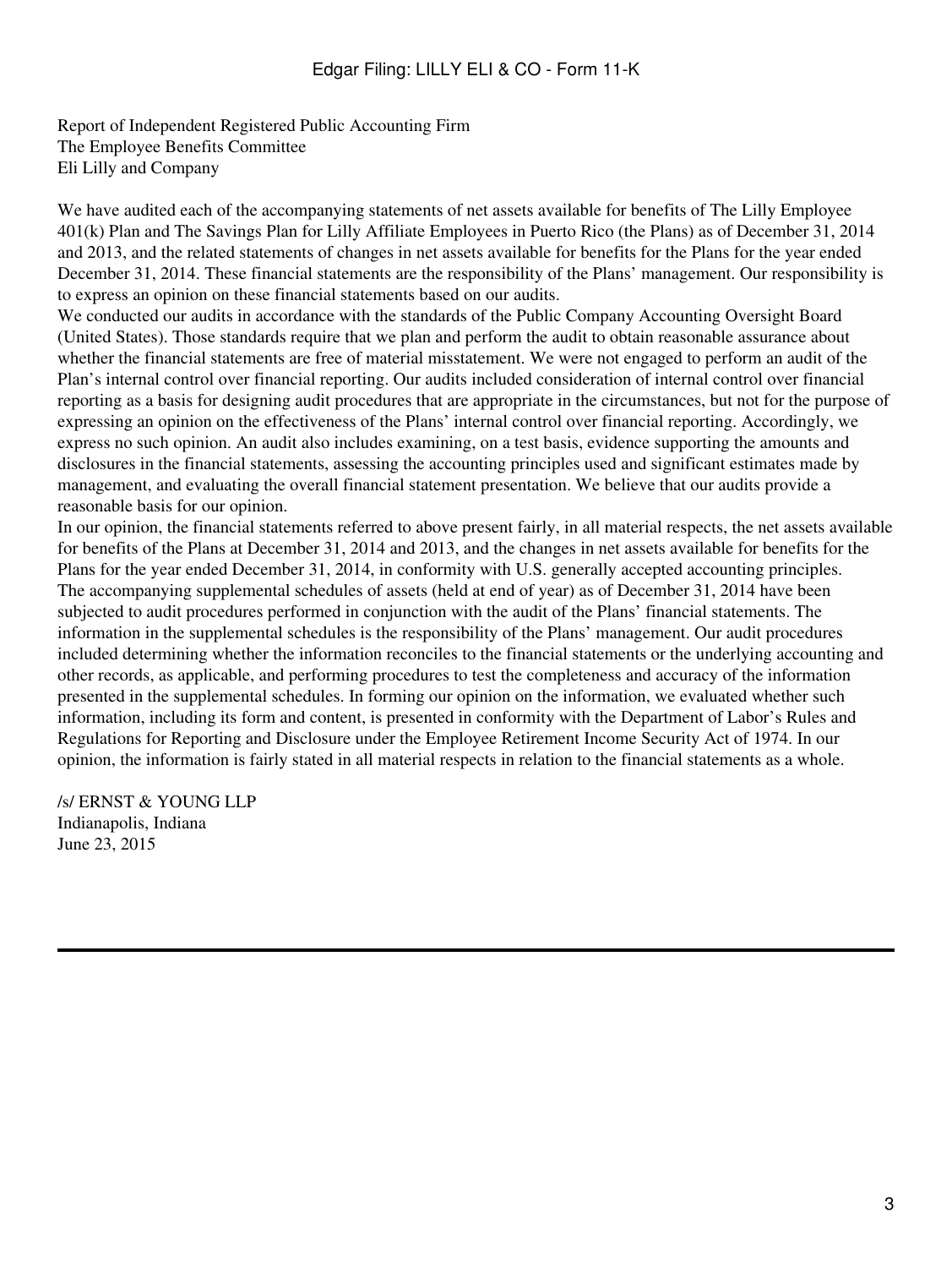Report of Independent Registered Public Accounting Firm
The Employee Benefits Committee
Eli Lilly and Company

We have audited each of the accompanying statements of net assets available for benefits of The Lilly Employee 401(k) Plan and The Savings Plan for Lilly Affiliate Employees in Puerto Rico (the Plans) as of December 31, 2014 and 2013, and the related statements of changes in net assets available for benefits for the Plans for the year ended December 31, 2014. These financial statements are the responsibility of the Plans' management. Our responsibility is to express an opinion on these financial statements based on our audits.

We conducted our audits in accordance with the standards of the Public Company Accounting Oversight Board (United States). Those standards require that we plan and perform the audit to obtain reasonable assurance about whether the financial statements are free of material misstatement. We were not engaged to perform an audit of the Plan's internal control over financial reporting. Our audits included consideration of internal control over financial reporting as a basis for designing audit procedures that are appropriate in the circumstances, but not for the purpose of expressing an opinion on the effectiveness of the Plans' internal control over financial reporting. Accordingly, we express no such opinion. An audit also includes examining, on a test basis, evidence supporting the amounts and disclosures in the financial statements, assessing the accounting principles used and significant estimates made by management, and evaluating the overall financial statement presentation. We believe that our audits provide a reasonable basis for our opinion.

In our opinion, the financial statements referred to above present fairly, in all material respects, the net assets available for benefits of the Plans at December 31, 2014 and 2013, and the changes in net assets available for benefits for the Plans for the year ended December 31, 2014, in conformity with U.S. generally accepted accounting principles.

The accompanying supplemental schedules of assets (held at end of year) as of December 31, 2014 have been subjected to audit procedures performed in conjunction with the audit of the Plans' financial statements. The information in the supplemental schedules is the responsibility of the Plans' management. Our audit procedures included determining whether the information reconciles to the financial statements or the underlying accounting and other records, as applicable, and performing procedures to test the completeness and accuracy of the information presented in the supplemental schedules. In forming our opinion on the information, we evaluated whether such information, including its form and content, is presented in conformity with the Department of Labor's Rules and Regulations for Reporting and Disclosure under the Employee Retirement Income Security Act of 1974. In our opinion, the information is fairly stated in all material respects in relation to the financial statements as a whole.

/s/ ERNST & YOUNG LLP
Indianapolis, Indiana
June 23, 2015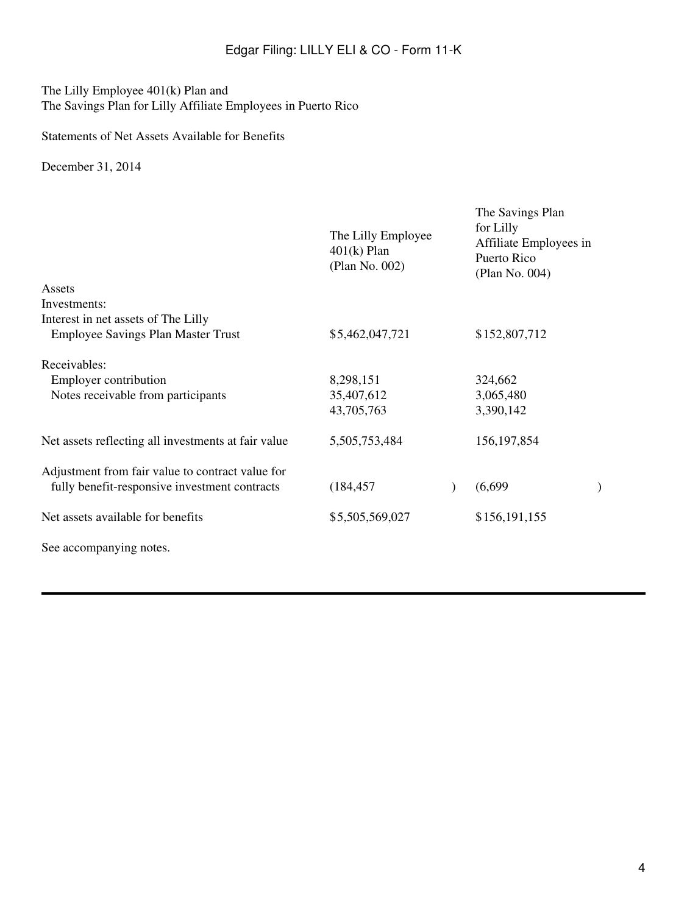The Lilly Employee 401(k) Plan and
The Savings Plan for Lilly Affiliate Employees in Puerto Rico

Statements of Net Assets Available for Benefits

December 31, 2014

| | The Lilly Employee 401(k) Plan (Plan No. 002) | The Savings Plan for Lilly Affiliate Employees in Puerto Rico (Plan No. 004) |
|---|---|---|
| Assets | | |
| Investments: | | |
| Interest in net assets of The Lilly Employee Savings Plan Master Trust | $5,462,047,721 | $152,807,712 |
| | | |
| Receivables: | | |
| Employer contribution | 8,298,151 | 324,662 |
| Notes receivable from participants | 35,407,612 | 3,065,480 |
| | 43,705,763 | 3,390,142 |
| | | |
| Net assets reflecting all investments at fair value | 5,505,753,484 | 156,197,854 |
| | | |
| Adjustment from fair value to contract value for fully benefit-responsive investment contracts | (184,457) | (6,699) |
| | | |
| Net assets available for benefits | $5,505,569,027 | $156,191,155 |

See accompanying notes.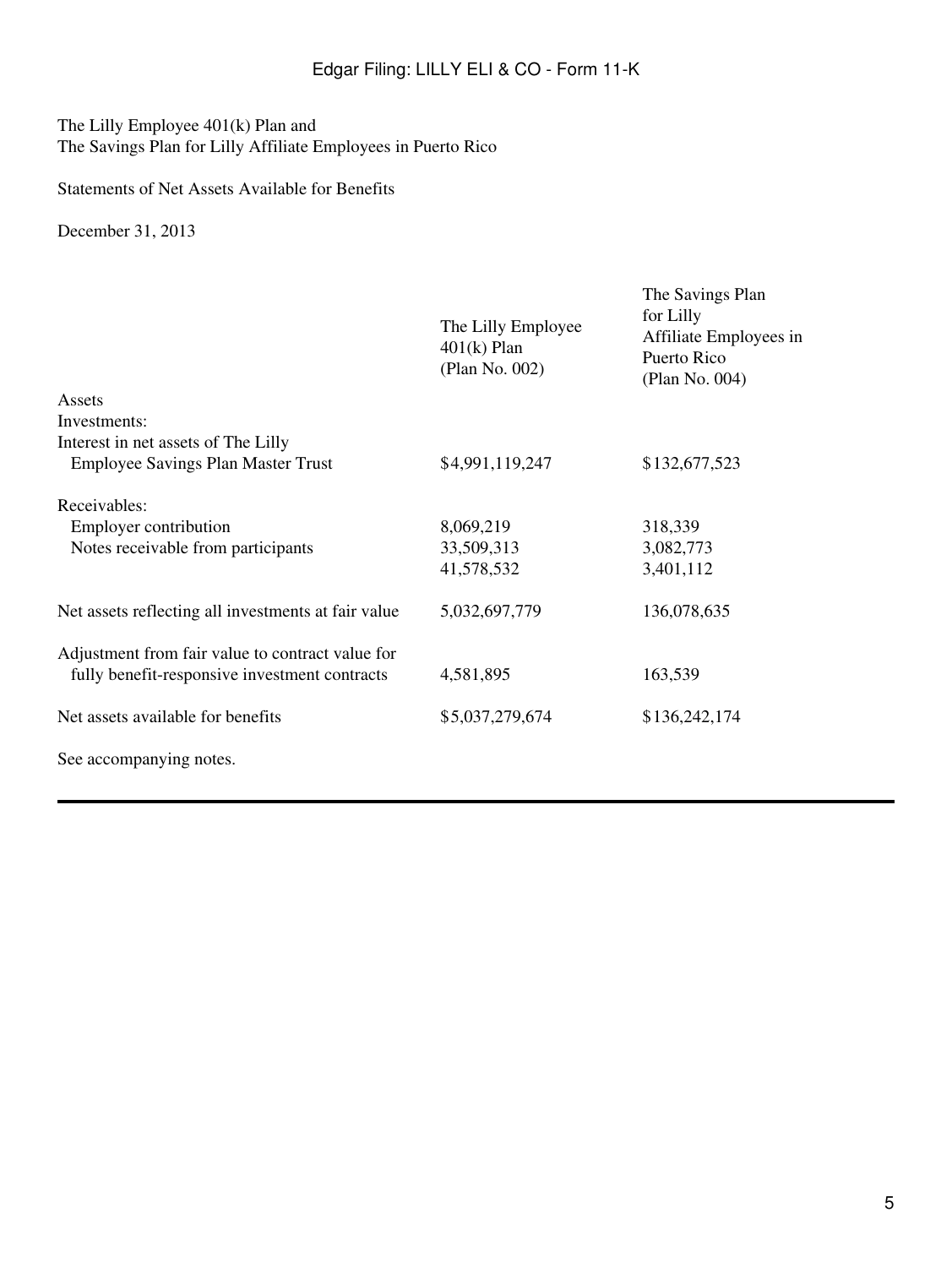The Lilly Employee 401(k) Plan and
The Savings Plan for Lilly Affiliate Employees in Puerto Rico

Statements of Net Assets Available for Benefits

December 31, 2013

| | The Lilly Employee 401(k) Plan (Plan No. 002) | The Savings Plan for Lilly Affiliate Employees in Puerto Rico (Plan No. 004) |
|---|---|---|
| Assets | | |
| Investments: | | |
| Interest in net assets of The Lilly Employee Savings Plan Master Trust | $4,991,119,247 | $132,677,523 |
| Receivables: | | |
| Employer contribution | 8,069,219 | 318,339 |
| Notes receivable from participants | 33,509,313 | 3,082,773 |
| | 41,578,532 | 3,401,112 |
| Net assets reflecting all investments at fair value | 5,032,697,779 | 136,078,635 |
| Adjustment from fair value to contract value for fully benefit-responsive investment contracts | 4,581,895 | 163,539 |
| Net assets available for benefits | $5,037,279,674 | $136,242,174 |

See accompanying notes.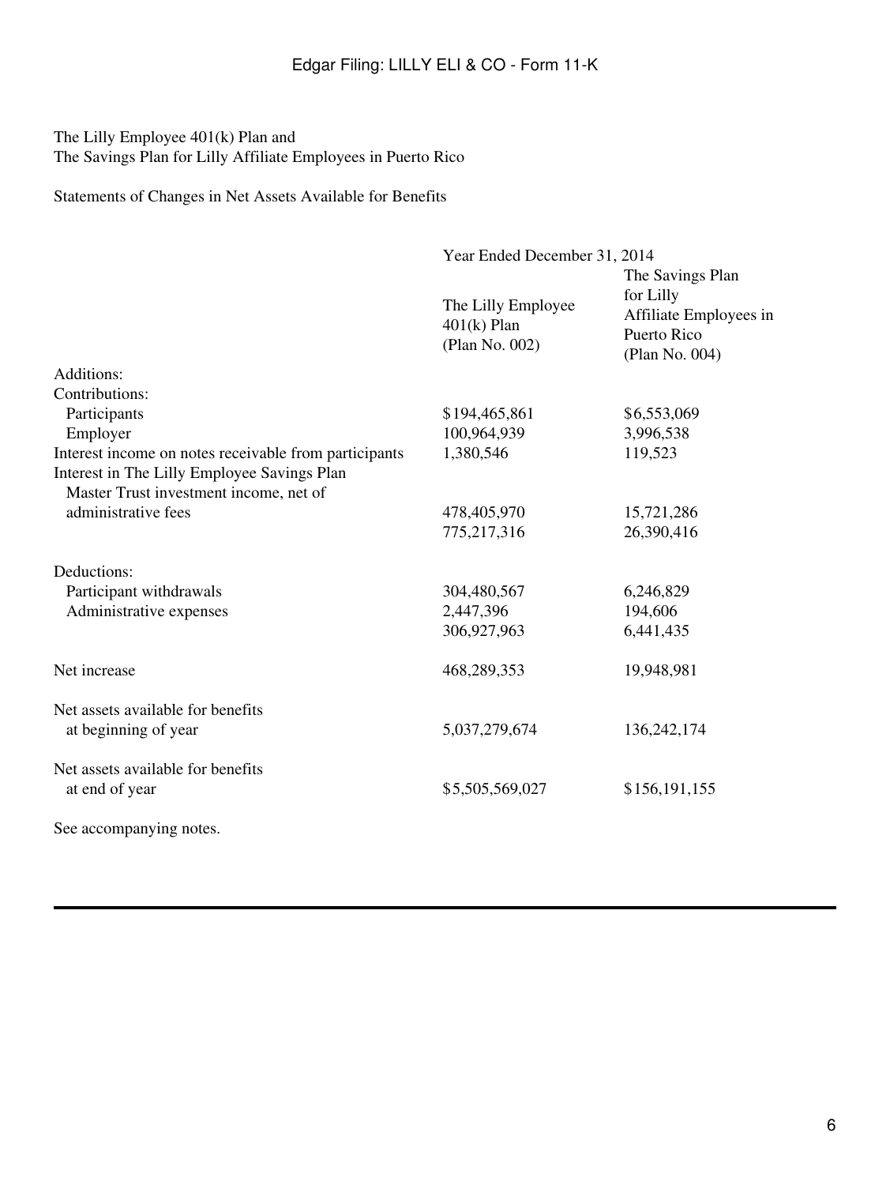The Lilly Employee 401(k) Plan and
The Savings Plan for Lilly Affiliate Employees in Puerto Rico

Statements of Changes in Net Assets Available for Benefits

| | Year Ended December 31, 2014 | |
|---|---|---|
| | The Lilly Employee 401(k) Plan (Plan No. 002) | The Savings Plan for Lilly Affiliate Employees in Puerto Rico (Plan No. 004) |
| Additions: | | |
| Contributions: | | |
| Participants | $194,465,861 | $6,553,069 |
| Employer | 100,964,939 | 3,996,538 |
| Interest income on notes receivable from participants | 1,380,546 | 119,523 |
| Interest in The Lilly Employee Savings Plan Master Trust investment income, net of administrative fees | 478,405,970 | 15,721,286 |
| | 775,217,316 | 26,390,416 |
| Deductions: | | |
| Participant withdrawals | 304,480,567 | 6,246,829 |
| Administrative expenses | 2,447,396 | 194,606 |
| | 306,927,963 | 6,441,435 |
| Net increase | 468,289,353 | 19,948,981 |
| Net assets available for benefits at beginning of year | 5,037,279,674 | 136,242,174 |
| Net assets available for benefits at end of year | $5,505,569,027 | $156,191,155 |

See accompanying notes.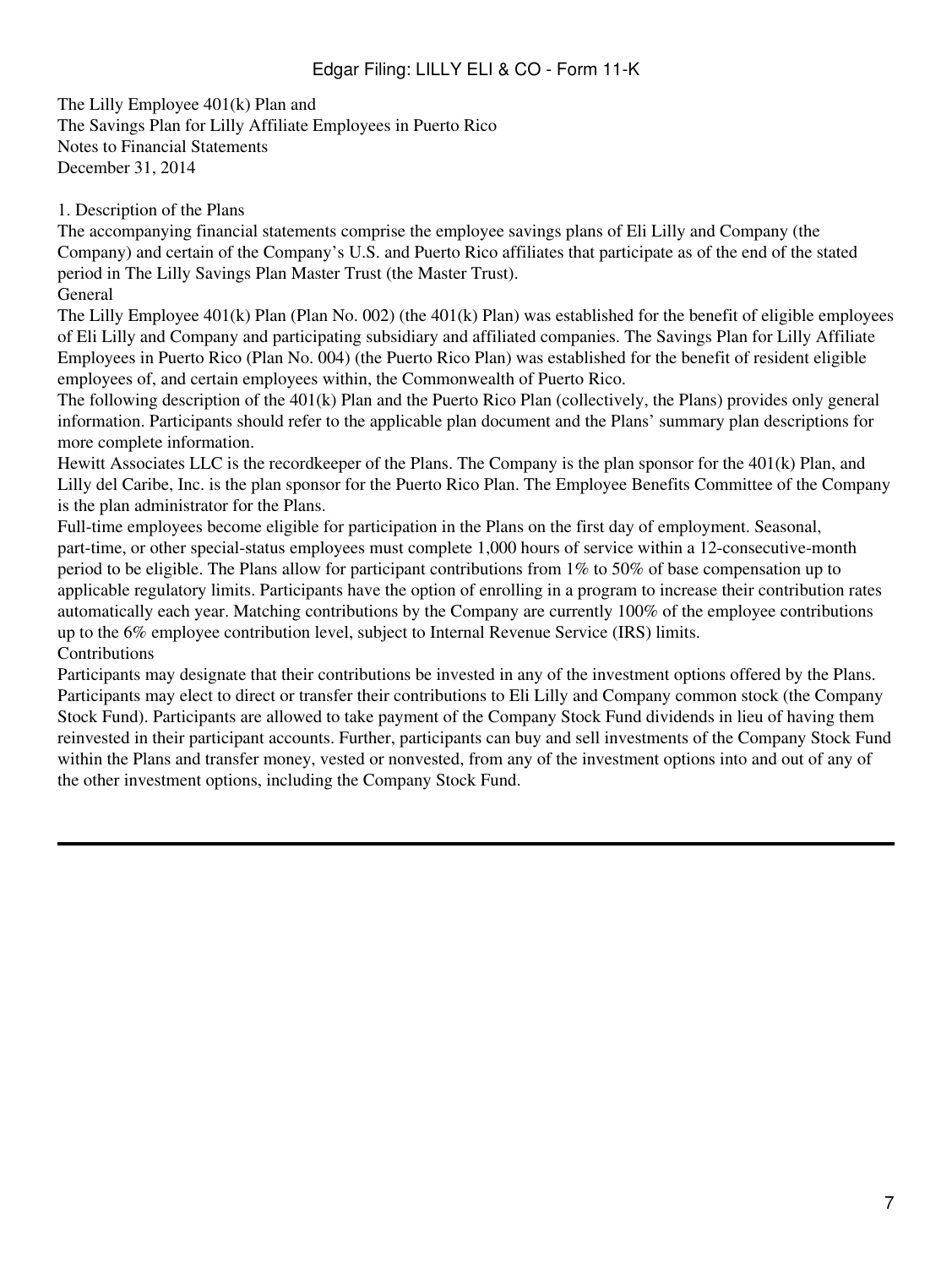The Lilly Employee 401(k) Plan and
The Savings Plan for Lilly Affiliate Employees in Puerto Rico
Notes to Financial Statements
December 31, 2014

## 1. Description of the Plans

The accompanying financial statements comprise the employee savings plans of Eli Lilly and Company (the Company) and certain of the Company's U.S. and Puerto Rico affiliates that participate as of the end of the stated period in The Lilly Savings Plan Master Trust (the Master Trust).

### General

The Lilly Employee 401(k) Plan (Plan No. 002) (the 401(k) Plan) was established for the benefit of eligible employees of Eli Lilly and Company and participating subsidiary and affiliated companies. The Savings Plan for Lilly Affiliate Employees in Puerto Rico (Plan No. 004) (the Puerto Rico Plan) was established for the benefit of resident eligible employees of, and certain employees within, the Commonwealth of Puerto Rico.

The following description of the 401(k) Plan and the Puerto Rico Plan (collectively, the Plans) provides only general information. Participants should refer to the applicable plan document and the Plans' summary plan descriptions for more complete information.

Hewitt Associates LLC is the recordkeeper of the Plans. The Company is the plan sponsor for the 401(k) Plan, and Lilly del Caribe, Inc. is the plan sponsor for the Puerto Rico Plan. The Employee Benefits Committee of the Company is the plan administrator for the Plans.

Full-time employees become eligible for participation in the Plans on the first day of employment. Seasonal, part-time, or other special-status employees must complete 1,000 hours of service within a 12-consecutive-month period to be eligible. The Plans allow for participant contributions from 1% to 50% of base compensation up to applicable regulatory limits. Participants have the option of enrolling in a program to increase their contribution rates automatically each year. Matching contributions by the Company are currently 100% of the employee contributions up to the 6% employee contribution level, subject to Internal Revenue Service (IRS) limits.

### Contributions

Participants may designate that their contributions be invested in any of the investment options offered by the Plans. Participants may elect to direct or transfer their contributions to Eli Lilly and Company common stock (the Company Stock Fund). Participants are allowed to take payment of the Company Stock Fund dividends in lieu of having them reinvested in their participant accounts. Further, participants can buy and sell investments of the Company Stock Fund within the Plans and transfer money, vested or nonvested, from any of the investment options into and out of any of the other investment options, including the Company Stock Fund.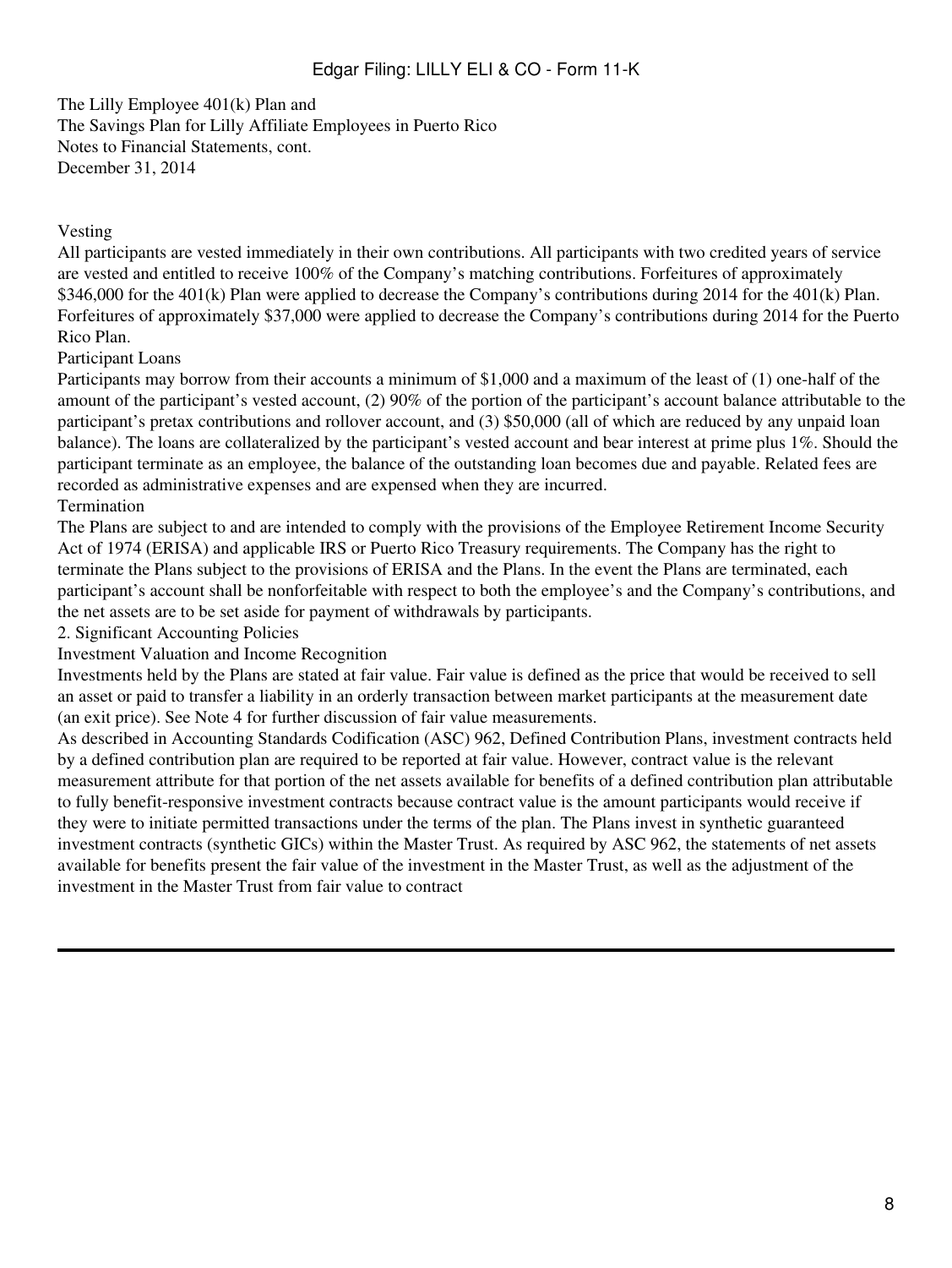The Lilly Employee 401(k) Plan and
The Savings Plan for Lilly Affiliate Employees in Puerto Rico
Notes to Financial Statements, cont.
December 31, 2014

### Vesting

All participants are vested immediately in their own contributions. All participants with two credited years of service are vested and entitled to receive 100% of the Company's matching contributions. Forfeitures of approximately $346,000 for the 401(k) Plan were applied to decrease the Company's contributions during 2014 for the 401(k) Plan. Forfeitures of approximately $37,000 were applied to decrease the Company's contributions during 2014 for the Puerto Rico Plan.

### Participant Loans

Participants may borrow from their accounts a minimum of $1,000 and a maximum of the least of (1) one-half of the amount of the participant's vested account, (2) 90% of the portion of the participant's account balance attributable to the participant's pretax contributions and rollover account, and (3) $50,000 (all of which are reduced by any unpaid loan balance). The loans are collateralized by the participant's vested account and bear interest at prime plus 1%. Should the participant terminate as an employee, the balance of the outstanding loan becomes due and payable. Related fees are recorded as administrative expenses and are expensed when they are incurred.

### Termination

The Plans are subject to and are intended to comply with the provisions of the Employee Retirement Income Security Act of 1974 (ERISA) and applicable IRS or Puerto Rico Treasury requirements. The Company has the right to terminate the Plans subject to the provisions of ERISA and the Plans. In the event the Plans are terminated, each participant's account shall be nonforfeitable with respect to both the employee's and the Company's contributions, and the net assets are to be set aside for payment of withdrawals by participants.

## 2. Significant Accounting Policies

### Investment Valuation and Income Recognition

Investments held by the Plans are stated at fair value. Fair value is defined as the price that would be received to sell an asset or paid to transfer a liability in an orderly transaction between market participants at the measurement date (an exit price). See Note 4 for further discussion of fair value measurements.

As described in Accounting Standards Codification (ASC) 962, Defined Contribution Plans, investment contracts held by a defined contribution plan are required to be reported at fair value. However, contract value is the relevant measurement attribute for that portion of the net assets available for benefits of a defined contribution plan attributable to fully benefit-responsive investment contracts because contract value is the amount participants would receive if they were to initiate permitted transactions under the terms of the plan. The Plans invest in synthetic guaranteed investment contracts (synthetic GICs) within the Master Trust. As required by ASC 962, the statements of net assets available for benefits present the fair value of the investment in the Master Trust, as well as the adjustment of the investment in the Master Trust from fair value to contract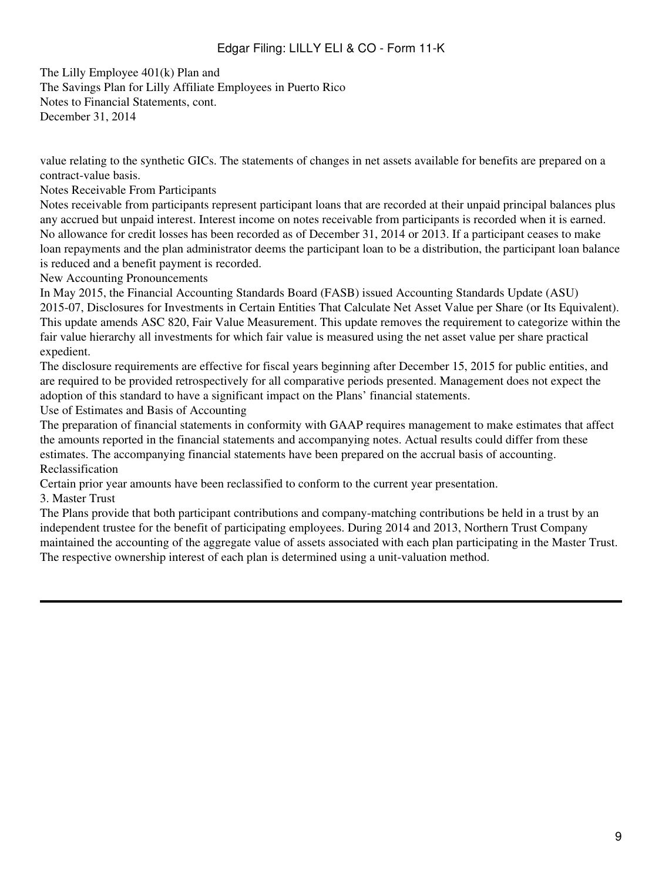The Lilly Employee 401(k) Plan and
The Savings Plan for Lilly Affiliate Employees in Puerto Rico
Notes to Financial Statements, cont.
December 31, 2014

value relating to the synthetic GICs. The statements of changes in net assets available for benefits are prepared on a contract-value basis.

### Notes Receivable From Participants

Notes receivable from participants represent participant loans that are recorded at their unpaid principal balances plus any accrued but unpaid interest. Interest income on notes receivable from participants is recorded when it is earned. No allowance for credit losses has been recorded as of December 31, 2014 or 2013. If a participant ceases to make loan repayments and the plan administrator deems the participant loan to be a distribution, the participant loan balance is reduced and a benefit payment is recorded.

### New Accounting Pronouncements

In May 2015, the Financial Accounting Standards Board (FASB) issued Accounting Standards Update (ASU) 2015-07, Disclosures for Investments in Certain Entities That Calculate Net Asset Value per Share (or Its Equivalent). This update amends ASC 820, Fair Value Measurement. This update removes the requirement to categorize within the fair value hierarchy all investments for which fair value is measured using the net asset value per share practical expedient.

The disclosure requirements are effective for fiscal years beginning after December 15, 2015 for public entities, and are required to be provided retrospectively for all comparative periods presented. Management does not expect the adoption of this standard to have a significant impact on the Plans' financial statements.

### Use of Estimates and Basis of Accounting

The preparation of financial statements in conformity with GAAP requires management to make estimates that affect the amounts reported in the financial statements and accompanying notes. Actual results could differ from these estimates. The accompanying financial statements have been prepared on the accrual basis of accounting.

### Reclassification

Certain prior year amounts have been reclassified to conform to the current year presentation.

## 3. Master Trust

The Plans provide that both participant contributions and company-matching contributions be held in a trust by an independent trustee for the benefit of participating employees. During 2014 and 2013, Northern Trust Company maintained the accounting of the aggregate value of assets associated with each plan participating in the Master Trust. The respective ownership interest of each plan is determined using a unit-valuation method.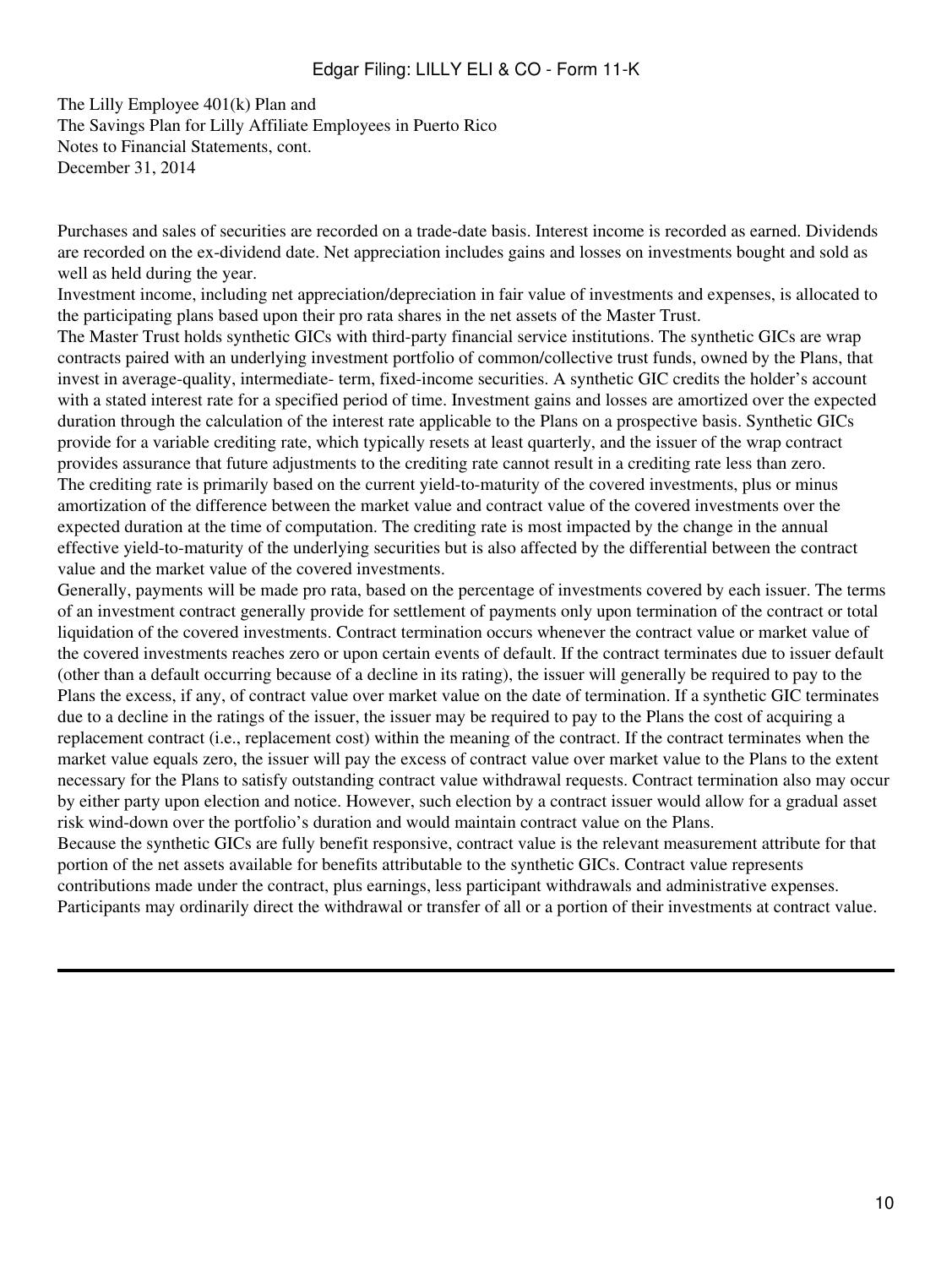The Lilly Employee 401(k) Plan and
The Savings Plan for Lilly Affiliate Employees in Puerto Rico
Notes to Financial Statements, cont.
December 31, 2014

Purchases and sales of securities are recorded on a trade-date basis. Interest income is recorded as earned. Dividends are recorded on the ex-dividend date. Net appreciation includes gains and losses on investments bought and sold as well as held during the year.

Investment income, including net appreciation/depreciation in fair value of investments and expenses, is allocated to the participating plans based upon their pro rata shares in the net assets of the Master Trust.

The Master Trust holds synthetic GICs with third-party financial service institutions. The synthetic GICs are wrap contracts paired with an underlying investment portfolio of common/collective trust funds, owned by the Plans, that invest in average-quality, intermediate- term, fixed-income securities. A synthetic GIC credits the holder's account with a stated interest rate for a specified period of time. Investment gains and losses are amortized over the expected duration through the calculation of the interest rate applicable to the Plans on a prospective basis. Synthetic GICs provide for a variable crediting rate, which typically resets at least quarterly, and the issuer of the wrap contract provides assurance that future adjustments to the crediting rate cannot result in a crediting rate less than zero.

The crediting rate is primarily based on the current yield-to-maturity of the covered investments, plus or minus amortization of the difference between the market value and contract value of the covered investments over the expected duration at the time of computation. The crediting rate is most impacted by the change in the annual effective yield-to-maturity of the underlying securities but is also affected by the differential between the contract value and the market value of the covered investments.

Generally, payments will be made pro rata, based on the percentage of investments covered by each issuer. The terms of an investment contract generally provide for settlement of payments only upon termination of the contract or total liquidation of the covered investments. Contract termination occurs whenever the contract value or market value of the covered investments reaches zero or upon certain events of default. If the contract terminates due to issuer default (other than a default occurring because of a decline in its rating), the issuer will generally be required to pay to the Plans the excess, if any, of contract value over market value on the date of termination. If a synthetic GIC terminates due to a decline in the ratings of the issuer, the issuer may be required to pay to the Plans the cost of acquiring a replacement contract (i.e., replacement cost) within the meaning of the contract. If the contract terminates when the market value equals zero, the issuer will pay the excess of contract value over market value to the Plans to the extent necessary for the Plans to satisfy outstanding contract value withdrawal requests. Contract termination also may occur by either party upon election and notice. However, such election by a contract issuer would allow for a gradual asset risk wind-down over the portfolio's duration and would maintain contract value on the Plans.

Because the synthetic GICs are fully benefit responsive, contract value is the relevant measurement attribute for that portion of the net assets available for benefits attributable to the synthetic GICs. Contract value represents contributions made under the contract, plus earnings, less participant withdrawals and administrative expenses. Participants may ordinarily direct the withdrawal or transfer of all or a portion of their investments at contract value.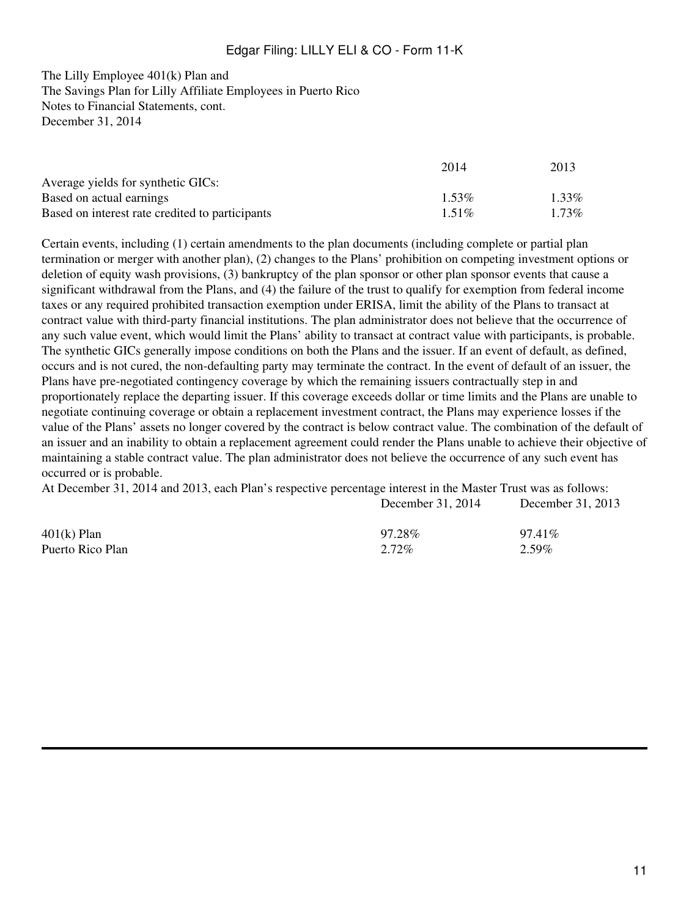The Lilly Employee 401(k) Plan and
The Savings Plan for Lilly Affiliate Employees in Puerto Rico
Notes to Financial Statements, cont.
December 31, 2014

| | 2014 | 2013 |
|---|---|---|
| Average yields for synthetic GICs: | | |
| Based on actual earnings | 1.53% | 1.33% |
| Based on interest rate credited to participants | 1.51% | 1.73% |

Certain events, including (1) certain amendments to the plan documents (including complete or partial plan termination or merger with another plan), (2) changes to the Plans' prohibition on competing investment options or deletion of equity wash provisions, (3) bankruptcy of the plan sponsor or other plan sponsor events that cause a significant withdrawal from the Plans, and (4) the failure of the trust to qualify for exemption from federal income taxes or any required prohibited transaction exemption under ERISA, limit the ability of the Plans to transact at contract value with third-party financial institutions. The plan administrator does not believe that the occurrence of any such value event, which would limit the Plans' ability to transact at contract value with participants, is probable. The synthetic GICs generally impose conditions on both the Plans and the issuer. If an event of default, as defined, occurs and is not cured, the non-defaulting party may terminate the contract. In the event of default of an issuer, the Plans have pre-negotiated contingency coverage by which the remaining issuers contractually step in and proportionately replace the departing issuer. If this coverage exceeds dollar or time limits and the Plans are unable to negotiate continuing coverage or obtain a replacement investment contract, the Plans may experience losses if the value of the Plans' assets no longer covered by the contract is below contract value. The combination of the default of an issuer and an inability to obtain a replacement agreement could render the Plans unable to achieve their objective of maintaining a stable contract value. The plan administrator does not believe the occurrence of any such event has occurred or is probable.

At December 31, 2014 and 2013, each Plan's respective percentage interest in the Master Trust was as follows:

| | December 31, 2014 | December 31, 2013 |
|---|---|---|
| 401(k) Plan | 97.28% | 97.41% |
| Puerto Rico Plan | 2.72% | 2.59% |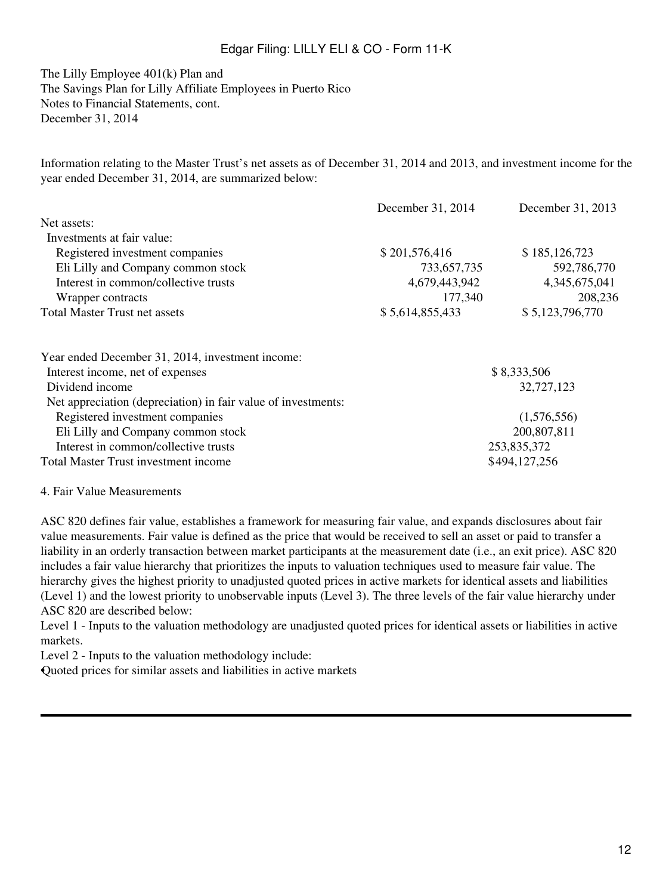The Lilly Employee 401(k) Plan and
The Savings Plan for Lilly Affiliate Employees in Puerto Rico
Notes to Financial Statements, cont.
December 31, 2014

Information relating to the Master Trust's net assets as of December 31, 2014 and 2013, and investment income for the year ended December 31, 2014, are summarized below:

| | December 31, 2014 | December 31, 2013 |
|---|---|---|
| Net assets: | | |
| Investments at fair value: | | |
| Registered investment companies | $ 201,576,416 | $ 185,126,723 |
| Eli Lilly and Company common stock | 733,657,735 | 592,786,770 |
| Interest in common/collective trusts | 4,679,443,942 | 4,345,675,041 |
| Wrapper contracts | 177,340 | 208,236 |
| Total Master Trust net assets | $ 5,614,855,433 | $ 5,123,796,770 |

| | |
|---|---|
| Year ended December 31, 2014, investment income: | |
| Interest income, net of expenses | $ 8,333,506 |
| Dividend income | 32,727,123 |
| Net appreciation (depreciation) in fair value of investments: | |
| Registered investment companies | (1,576,556) |
| Eli Lilly and Company common stock | 200,807,811 |
| Interest in common/collective trusts | 253,835,372 |
| Total Master Trust investment income | $494,127,256 |

4. Fair Value Measurements

ASC 820 defines fair value, establishes a framework for measuring fair value, and expands disclosures about fair value measurements. Fair value is defined as the price that would be received to sell an asset or paid to transfer a liability in an orderly transaction between market participants at the measurement date (i.e., an exit price). ASC 820 includes a fair value hierarchy that prioritizes the inputs to valuation techniques used to measure fair value. The hierarchy gives the highest priority to unadjusted quoted prices in active markets for identical assets and liabilities (Level 1) and the lowest priority to unobservable inputs (Level 3). The three levels of the fair value hierarchy under ASC 820 are described below:

Level 1 - Inputs to the valuation methodology are unadjusted quoted prices for identical assets or liabilities in active markets.

Level 2 - Inputs to the valuation methodology include:

- Quoted prices for similar assets and liabilities in active markets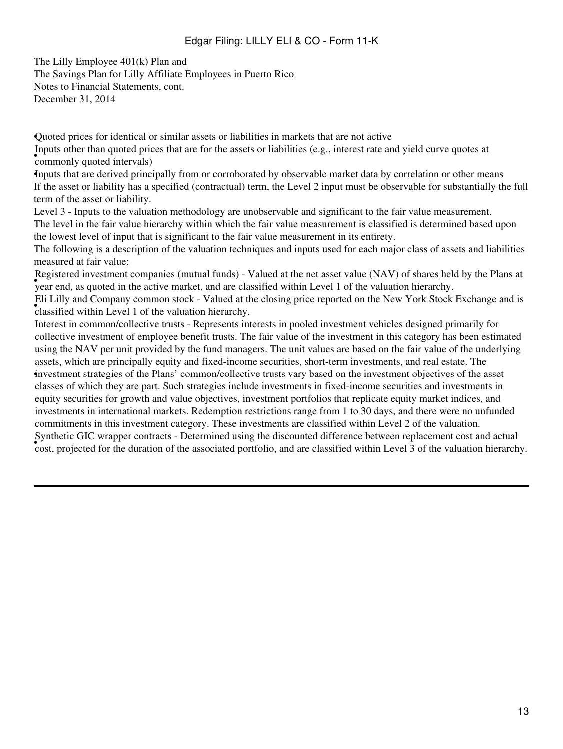The Lilly Employee 401(k) Plan and
The Savings Plan for Lilly Affiliate Employees in Puerto Rico
Notes to Financial Statements, cont.
December 31, 2014

- Quoted prices for identical or similar assets or liabilities in markets that are not active
- Inputs other than quoted prices that are for the assets or liabilities (e.g., interest rate and yield curve quotes at commonly quoted intervals)
- Inputs that are derived principally from or corroborated by observable market data by correlation or other means

If the asset or liability has a specified (contractual) term, the Level 2 input must be observable for substantially the full term of the asset or liability.

Level 3 - Inputs to the valuation methodology are unobservable and significant to the fair value measurement.

The level in the fair value hierarchy within which the fair value measurement is classified is determined based upon the lowest level of input that is significant to the fair value measurement in its entirety.

The following is a description of the valuation techniques and inputs used for each major class of assets and liabilities measured at fair value:

- Registered investment companies (mutual funds) - Valued at the net asset value (NAV) of shares held by the Plans at year end, as quoted in the active market, and are classified within Level 1 of the valuation hierarchy.
- Eli Lilly and Company common stock - Valued at the closing price reported on the New York Stock Exchange and is classified within Level 1 of the valuation hierarchy.
- Interest in common/collective trusts - Represents interests in pooled investment vehicles designed primarily for collective investment of employee benefit trusts. The fair value of the investment in this category has been estimated using the NAV per unit provided by the fund managers. The unit values are based on the fair value of the underlying assets, which are principally equity and fixed-income securities, short-term investments, and real estate. The investment strategies of the Plans' common/collective trusts vary based on the investment objectives of the asset classes of which they are part. Such strategies include investments in fixed-income securities and investments in equity securities for growth and value objectives, investment portfolios that replicate equity market indices, and investments in international markets. Redemption restrictions range from 1 to 30 days, and there were no unfunded commitments in this investment category. These investments are classified within Level 2 of the valuation.
- Synthetic GIC wrapper contracts - Determined using the discounted difference between replacement cost and actual cost, projected for the duration of the associated portfolio, and are classified within Level 3 of the valuation hierarchy.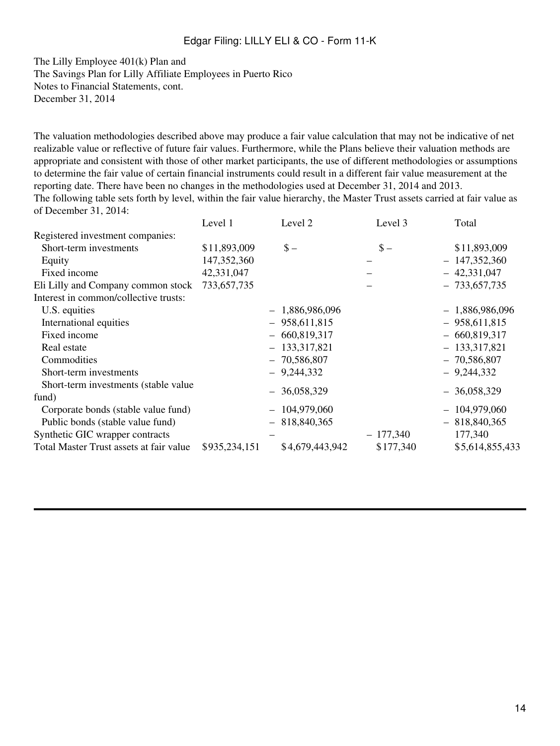The Lilly Employee 401(k) Plan and
The Savings Plan for Lilly Affiliate Employees in Puerto Rico
Notes to Financial Statements, cont.
December 31, 2014

The valuation methodologies described above may produce a fair value calculation that may not be indicative of net realizable value or reflective of future fair values. Furthermore, while the Plans believe their valuation methods are appropriate and consistent with those of other market participants, the use of different methodologies or assumptions to determine the fair value of certain financial instruments could result in a different fair value measurement at the reporting date. There have been no changes in the methodologies used at December 31, 2014 and 2013.

The following table sets forth by level, within the fair value hierarchy, the Master Trust assets carried at fair value as of December 31, 2014:

| | Level 1 | Level 2 | Level 3 | Total |
|---|---|---|---|---|
| Registered investment companies: | | | | |
| Short-term investments | $11,893,009 | $ – | $ – | $11,893,009 |
| Equity | 147,352,360 | – | – | 147,352,360 |
| Fixed income | 42,331,047 | – | – | 42,331,047 |
| Eli Lilly and Company common stock | 733,657,735 | – | – | 733,657,735 |
| Interest in common/collective trusts: | | | | |
| U.S. equities | – | 1,886,986,096 | – | 1,886,986,096 |
| International equities | – | 958,611,815 | – | 958,611,815 |
| Fixed income | – | 660,819,317 | – | 660,819,317 |
| Real estate | – | 133,317,821 | – | 133,317,821 |
| Commodities | – | 70,586,807 | – | 70,586,807 |
| Short-term investments | – | 9,244,332 | – | 9,244,332 |
| Short-term investments (stable value fund) | – | 36,058,329 | – | 36,058,329 |
| Corporate bonds (stable value fund) | – | 104,979,060 | – | 104,979,060 |
| Public bonds (stable value fund) | – | 818,840,365 | – | 818,840,365 |
| Synthetic GIC wrapper contracts | – | – | 177,340 | 177,340 |
| Total Master Trust assets at fair value | $935,234,151 | $4,679,443,942 | $177,340 | $5,614,855,433 |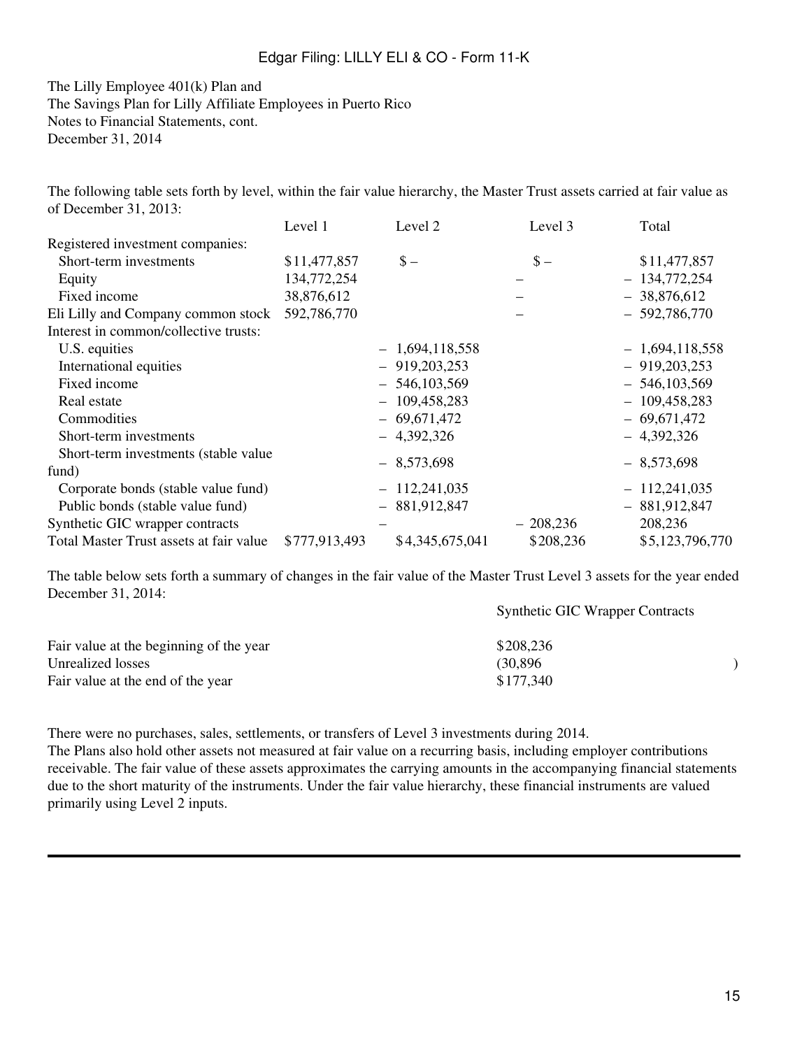The Lilly Employee 401(k) Plan and
The Savings Plan for Lilly Affiliate Employees in Puerto Rico
Notes to Financial Statements, cont.
December 31, 2014

The following table sets forth by level, within the fair value hierarchy, the Master Trust assets carried at fair value as of December 31, 2013:

| | Level 1 | Level 2 | Level 3 | Total |
|---|---|---|---|---|
| Registered investment companies: | | | | |
| Short-term investments | $11,477,857 | $ – | $ – | $11,477,857 |
| Equity | 134,772,254 | | – | – 134,772,254 |
| Fixed income | 38,876,612 | | – | – 38,876,612 |
| Eli Lilly and Company common stock | 592,786,770 | | – | – 592,786,770 |
| Interest in common/collective trusts: | | | | |
| U.S. equities | | – 1,694,118,558 | | – 1,694,118,558 |
| International equities | | – 919,203,253 | | – 919,203,253 |
| Fixed income | | – 546,103,569 | | – 546,103,569 |
| Real estate | | – 109,458,283 | | – 109,458,283 |
| Commodities | | – 69,671,472 | | – 69,671,472 |
| Short-term investments | | – 4,392,326 | | – 4,392,326 |
| Short-term investments (stable value fund) | | – 8,573,698 | | – 8,573,698 |
| Corporate bonds (stable value fund) | | – 112,241,035 | | – 112,241,035 |
| Public bonds (stable value fund) | | – 881,912,847 | | – 881,912,847 |
| Synthetic GIC wrapper contracts | | – | – 208,236 | 208,236 |
| Total Master Trust assets at fair value | $777,913,493 | $4,345,675,041 | $208,236 | $5,123,796,770 |

The table below sets forth a summary of changes in the fair value of the Master Trust Level 3 assets for the year ended December 31, 2014:

| | Synthetic GIC Wrapper Contracts |
|---|---|
| Fair value at the beginning of the year | $208,236 |
| Unrealized losses | (30,896 ) |
| Fair value at the end of the year | $177,340 |

There were no purchases, sales, settlements, or transfers of Level 3 investments during 2014.
The Plans also hold other assets not measured at fair value on a recurring basis, including employer contributions receivable. The fair value of these assets approximates the carrying amounts in the accompanying financial statements due to the short maturity of the instruments. Under the fair value hierarchy, these financial instruments are valued primarily using Level 2 inputs.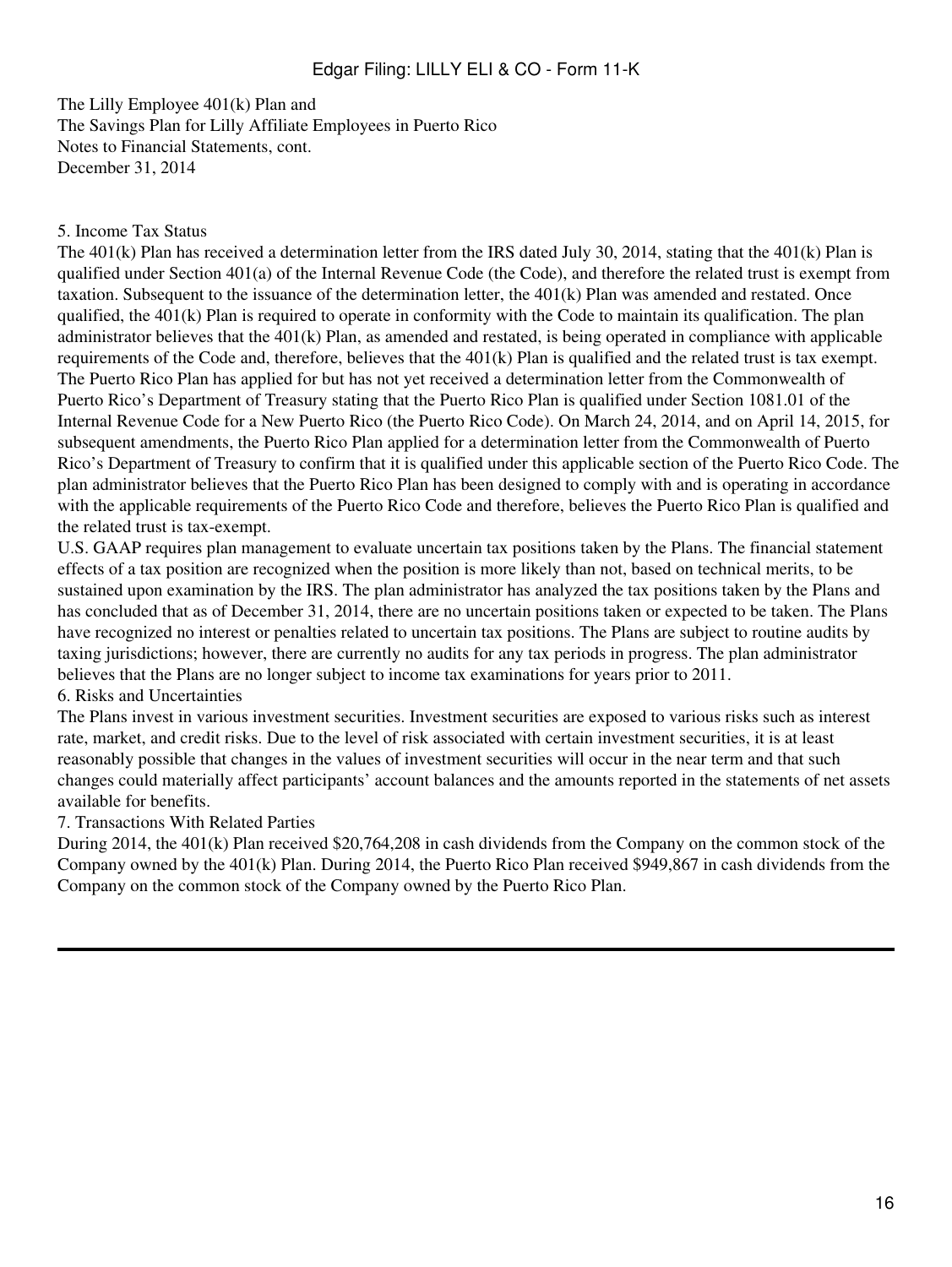The Lilly Employee 401(k) Plan and
The Savings Plan for Lilly Affiliate Employees in Puerto Rico
Notes to Financial Statements, cont.
December 31, 2014

## 5. Income Tax Status

The 401(k) Plan has received a determination letter from the IRS dated July 30, 2014, stating that the 401(k) Plan is qualified under Section 401(a) of the Internal Revenue Code (the Code), and therefore the related trust is exempt from taxation. Subsequent to the issuance of the determination letter, the 401(k) Plan was amended and restated. Once qualified, the 401(k) Plan is required to operate in conformity with the Code to maintain its qualification. The plan administrator believes that the 401(k) Plan, as amended and restated, is being operated in compliance with applicable requirements of the Code and, therefore, believes that the 401(k) Plan is qualified and the related trust is tax exempt. The Puerto Rico Plan has applied for but has not yet received a determination letter from the Commonwealth of Puerto Rico's Department of Treasury stating that the Puerto Rico Plan is qualified under Section 1081.01 of the Internal Revenue Code for a New Puerto Rico (the Puerto Rico Code). On March 24, 2014, and on April 14, 2015, for subsequent amendments, the Puerto Rico Plan applied for a determination letter from the Commonwealth of Puerto Rico's Department of Treasury to confirm that it is qualified under this applicable section of the Puerto Rico Code. The plan administrator believes that the Puerto Rico Plan has been designed to comply with and is operating in accordance with the applicable requirements of the Puerto Rico Code and therefore, believes the Puerto Rico Plan is qualified and the related trust is tax-exempt.

U.S. GAAP requires plan management to evaluate uncertain tax positions taken by the Plans. The financial statement effects of a tax position are recognized when the position is more likely than not, based on technical merits, to be sustained upon examination by the IRS. The plan administrator has analyzed the tax positions taken by the Plans and has concluded that as of December 31, 2014, there are no uncertain positions taken or expected to be taken. The Plans have recognized no interest or penalties related to uncertain tax positions. The Plans are subject to routine audits by taxing jurisdictions; however, there are currently no audits for any tax periods in progress. The plan administrator believes that the Plans are no longer subject to income tax examinations for years prior to 2011.

## 6. Risks and Uncertainties

The Plans invest in various investment securities. Investment securities are exposed to various risks such as interest rate, market, and credit risks. Due to the level of risk associated with certain investment securities, it is at least reasonably possible that changes in the values of investment securities will occur in the near term and that such changes could materially affect participants' account balances and the amounts reported in the statements of net assets available for benefits.

## 7. Transactions With Related Parties

During 2014, the 401(k) Plan received $20,764,208 in cash dividends from the Company on the common stock of the Company owned by the 401(k) Plan. During 2014, the Puerto Rico Plan received $949,867 in cash dividends from the Company on the common stock of the Company owned by the Puerto Rico Plan.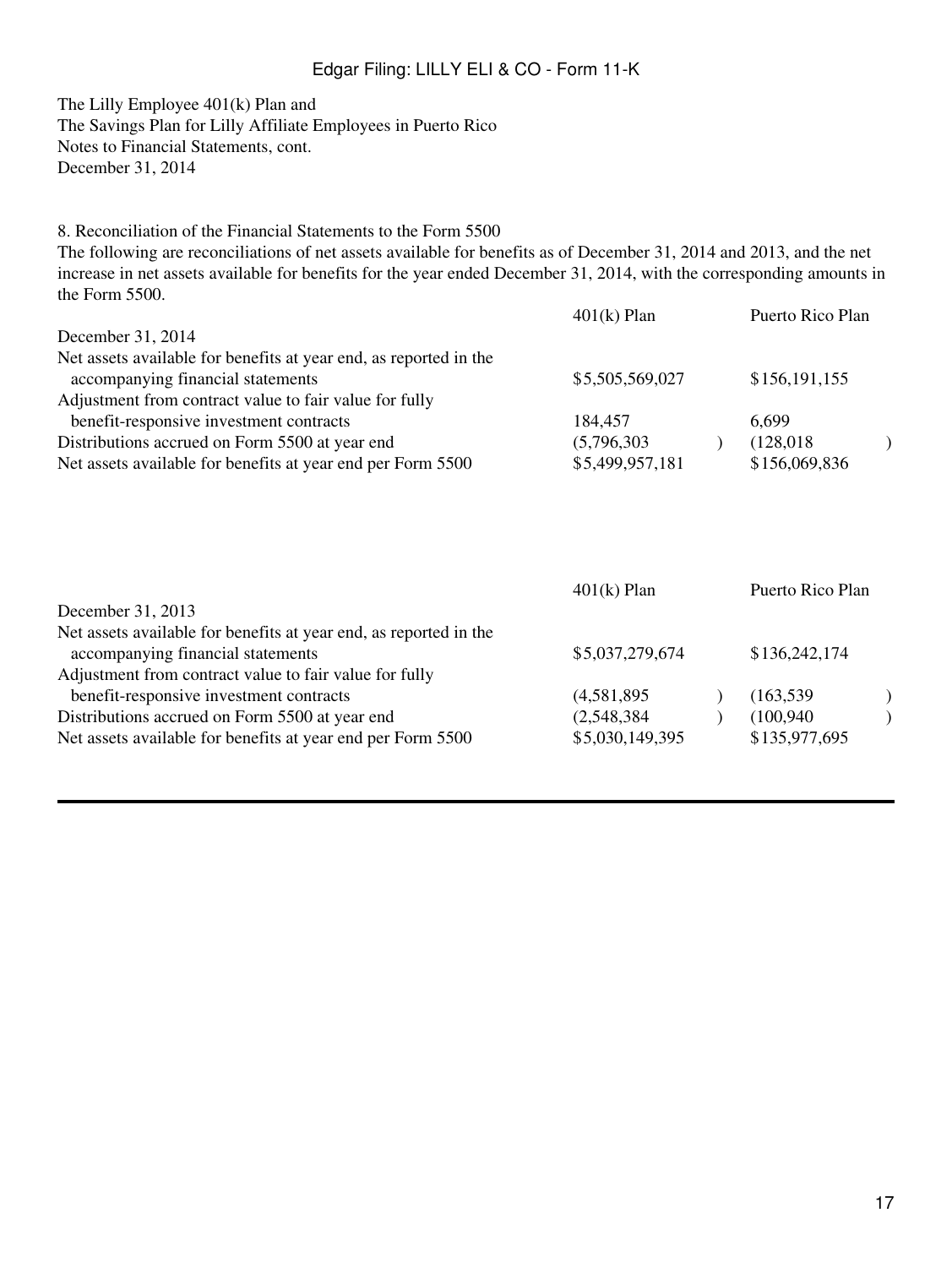The Lilly Employee 401(k) Plan and
The Savings Plan for Lilly Affiliate Employees in Puerto Rico
Notes to Financial Statements, cont.
December 31, 2014

8. Reconciliation of the Financial Statements to the Form 5500

The following are reconciliations of net assets available for benefits as of December 31, 2014 and 2013, and the net increase in net assets available for benefits for the year ended December 31, 2014, with the corresponding amounts in the Form 5500.

| | 401(k) Plan | Puerto Rico Plan |
|---|---|---|
| December 31, 2014 | | |
| Net assets available for benefits at year end, as reported in the accompanying financial statements | $5,505,569,027 | $156,191,155 |
| Adjustment from contract value to fair value for fully benefit-responsive investment contracts | 184,457 | 6,699 |
| Distributions accrued on Form 5500 at year end | (5,796,303) | (128,018) |
| Net assets available for benefits at year end per Form 5500 | $5,499,957,181 | $156,069,836 |

| | 401(k) Plan | Puerto Rico Plan |
|---|---|---|
| December 31, 2013 | | |
| Net assets available for benefits at year end, as reported in the accompanying financial statements | $5,037,279,674 | $136,242,174 |
| Adjustment from contract value to fair value for fully benefit-responsive investment contracts | (4,581,895) | (163,539) |
| Distributions accrued on Form 5500 at year end | (2,548,384) | (100,940) |
| Net assets available for benefits at year end per Form 5500 | $5,030,149,395 | $135,977,695 |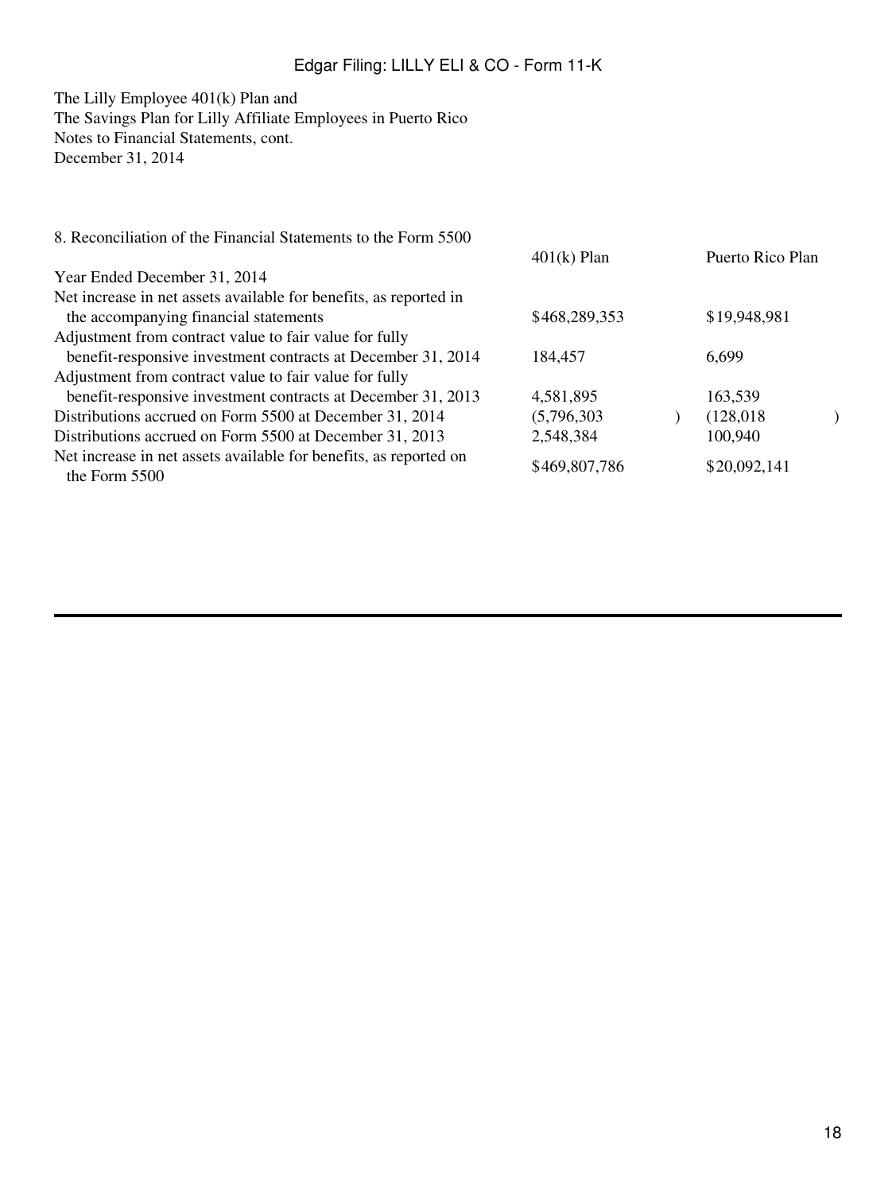The Lilly Employee 401(k) Plan and
The Savings Plan for Lilly Affiliate Employees in Puerto Rico
Notes to Financial Statements, cont.
December 31, 2014

8. Reconciliation of the Financial Statements to the Form 5500

| | 401(k) Plan | Puerto Rico Plan |
|---|---|---|
| Year Ended December 31, 2014 | | |
| Net increase in net assets available for benefits, as reported in the accompanying financial statements | $468,289,353 | $19,948,981 |
| Adjustment from contract value to fair value for fully benefit-responsive investment contracts at December 31, 2014 | 184,457 | 6,699 |
| Adjustment from contract value to fair value for fully benefit-responsive investment contracts at December 31, 2013 | 4,581,895 | 163,539 |
| Distributions accrued on Form 5500 at December 31, 2014 | (5,796,303) | (128,018) |
| Distributions accrued on Form 5500 at December 31, 2013 | 2,548,384 | 100,940 |
| Net increase in net assets available for benefits, as reported on the Form 5500 | $469,807,786 | $20,092,141 |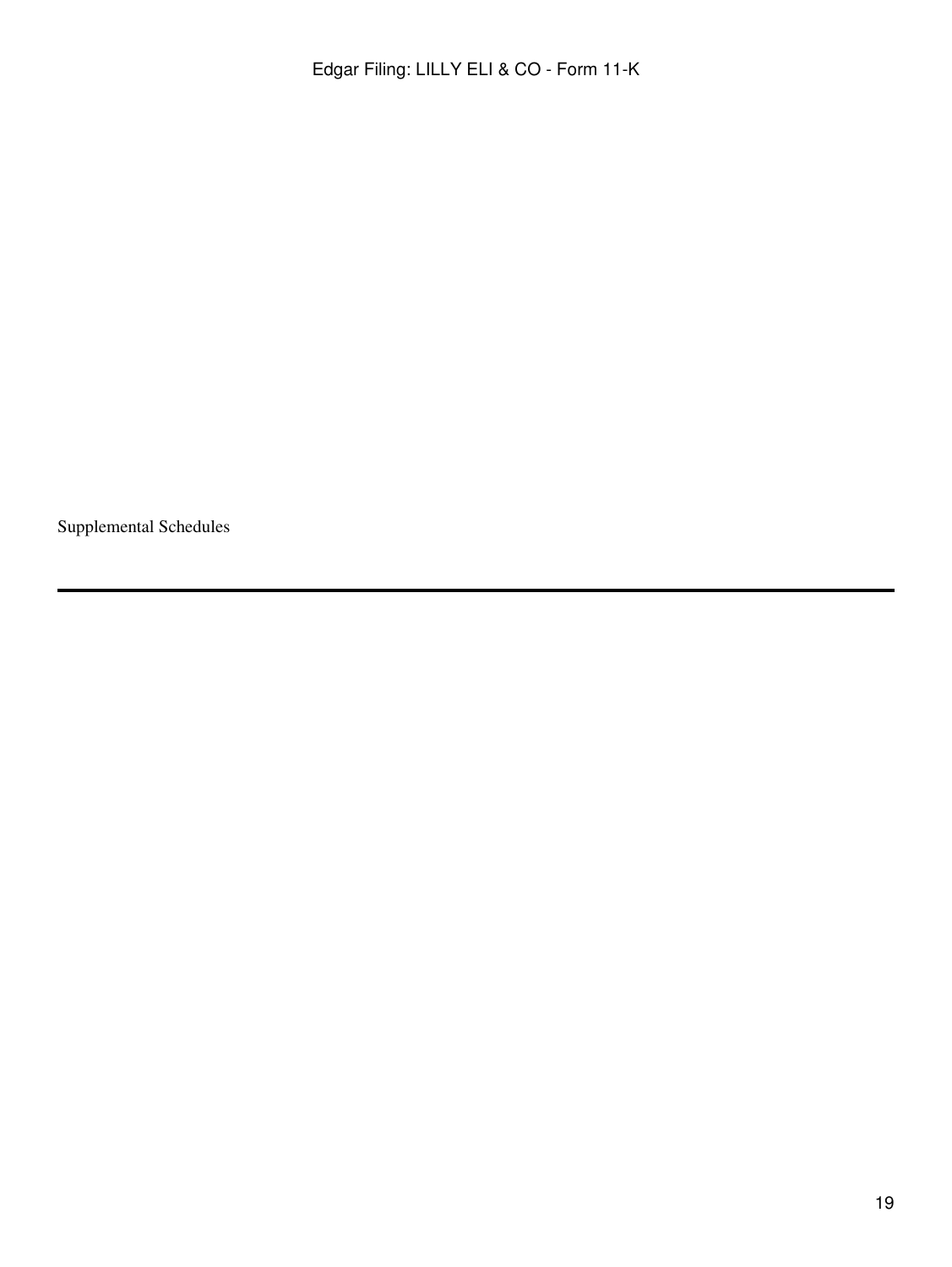Supplemental Schedules

---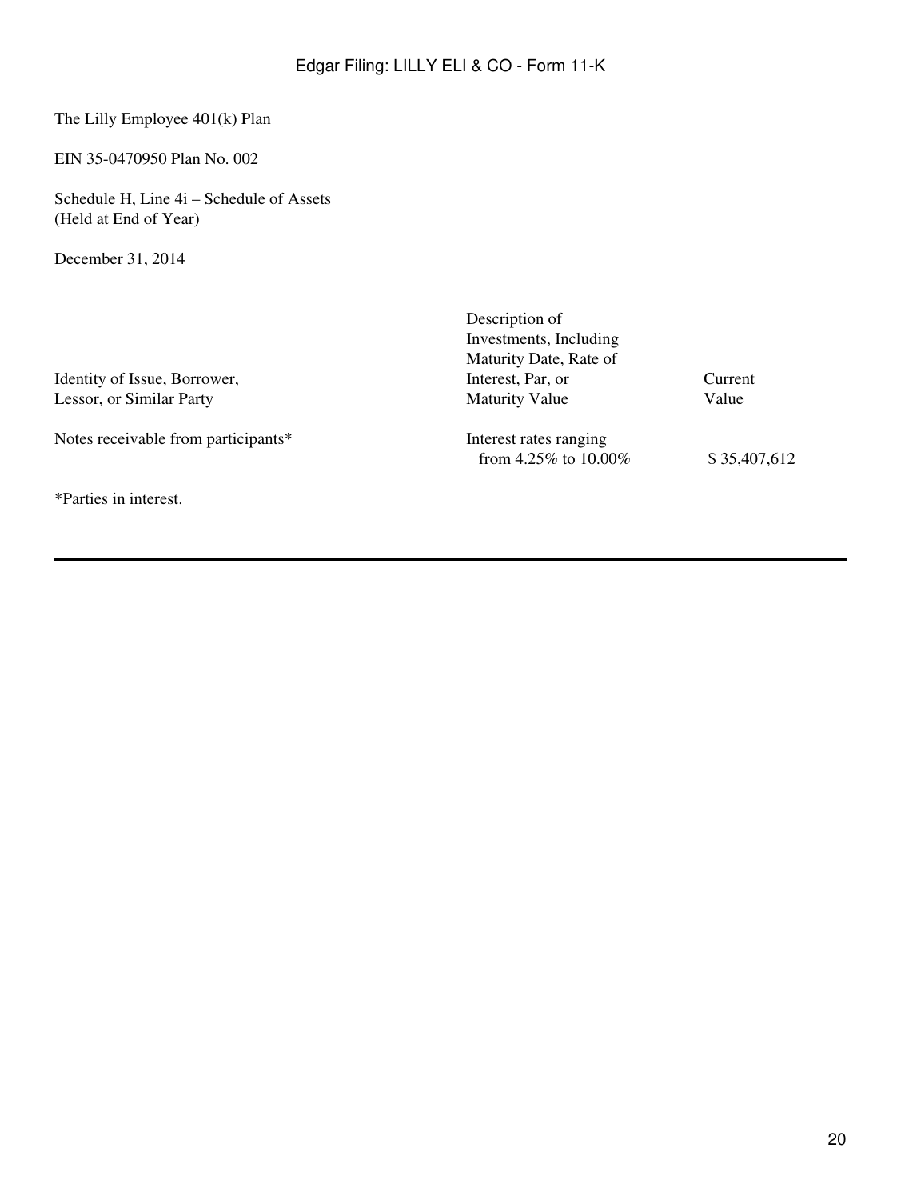The Lilly Employee 401(k) Plan

EIN 35-0470950 Plan No. 002

Schedule H, Line 4i – Schedule of Assets
(Held at End of Year)

December 31, 2014

| Identity of Issue, Borrower, Lessor, or Similar Party | Description of Investments, Including Maturity Date, Rate of Interest, Par, or Maturity Value | Current Value |
|---|---|---|
| Notes receivable from participants* | Interest rates ranging from 4.25% to 10.00% | $ 35,407,612 |

*Parties in interest.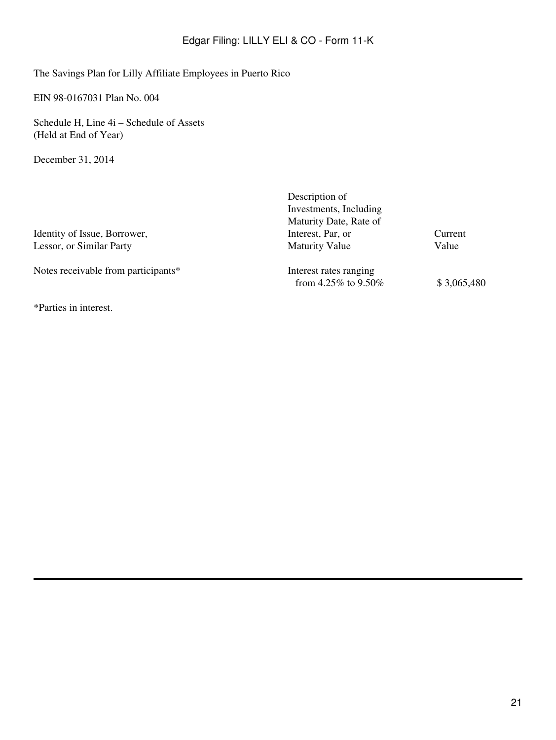The Savings Plan for Lilly Affiliate Employees in Puerto Rico

EIN 98-0167031 Plan No. 004

Schedule H, Line 4i – Schedule of Assets
(Held at End of Year)

December 31, 2014

| Identity of Issue, Borrower, Lessor, or Similar Party | Description of Investments, Including Maturity Date, Rate of Interest, Par, or Maturity Value | Current Value |
|---|---|---|
| Notes receivable from participants* | Interest rates ranging from 4.25% to 9.50% | $ 3,065,480 |

*Parties in interest.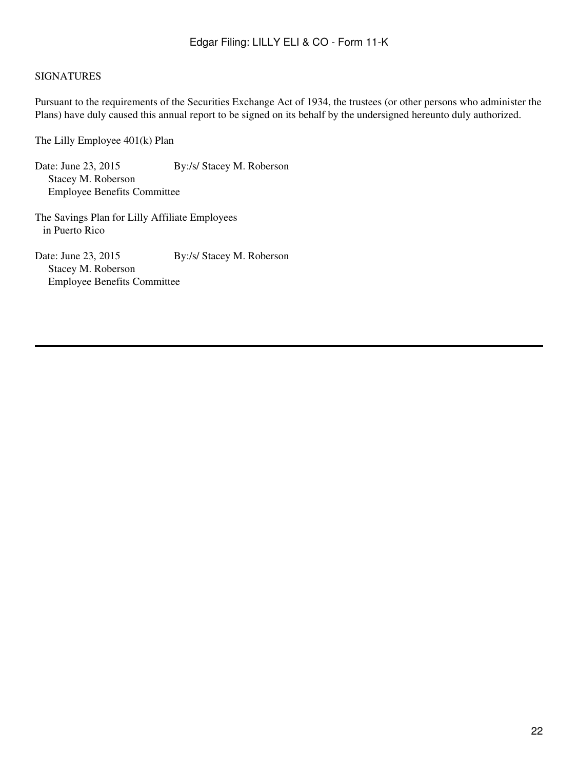SIGNATURES

Pursuant to the requirements of the Securities Exchange Act of 1934, the trustees (or other persons who administer the Plans) have duly caused this annual report to be signed on its behalf by the undersigned hereunto duly authorized.

The Lilly Employee 401(k) Plan

Date: June 23, 2015 By:/s/ Stacey M. Roberson
Stacey M. Roberson
Employee Benefits Committee

The Savings Plan for Lilly Affiliate Employees
in Puerto Rico

Date: June 23, 2015 By:/s/ Stacey M. Roberson
Stacey M. Roberson
Employee Benefits Committee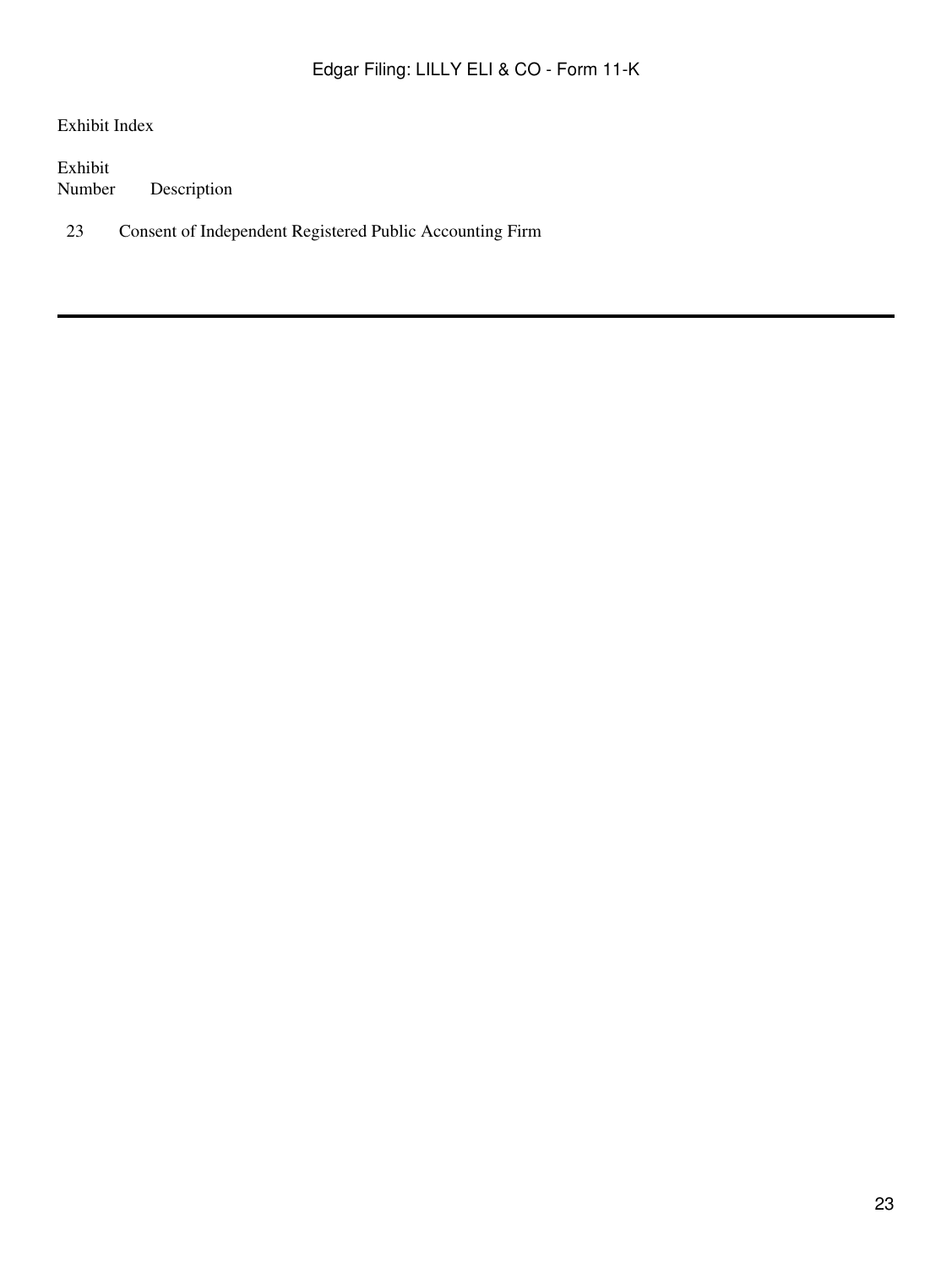Exhibit Index

| Exhibit Number | Description |
| --- | --- |
| 23 | Consent of Independent Registered Public Accounting Firm |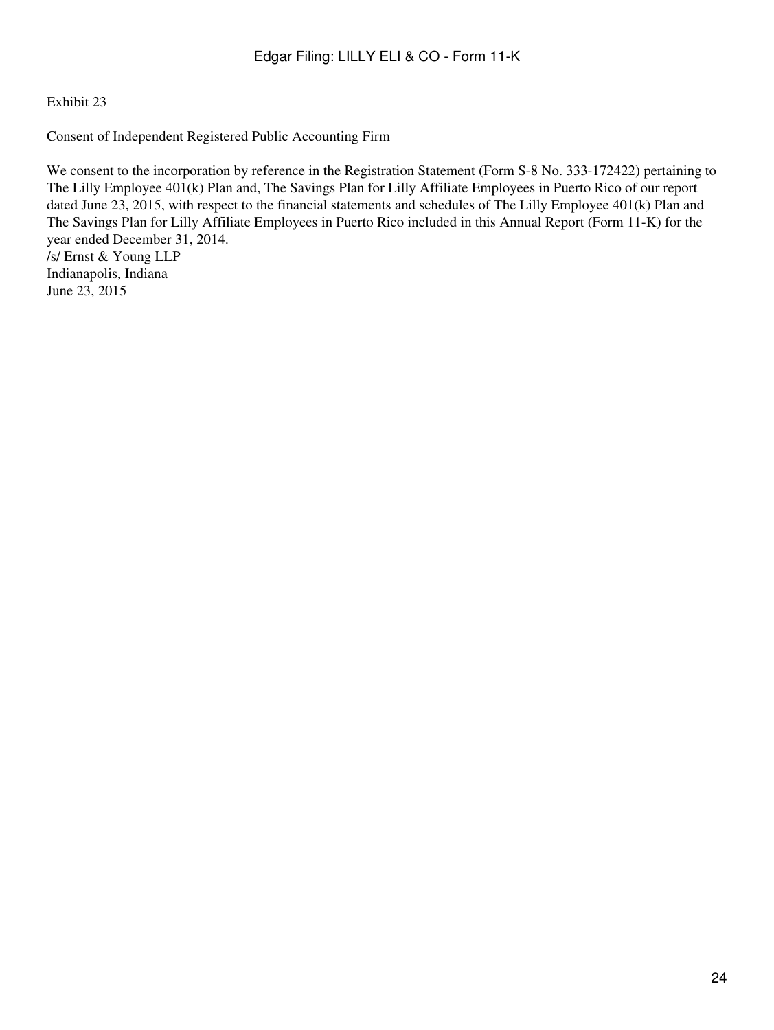Exhibit 23

Consent of Independent Registered Public Accounting Firm

We consent to the incorporation by reference in the Registration Statement (Form S-8 No. 333-172422) pertaining to The Lilly Employee 401(k) Plan and, The Savings Plan for Lilly Affiliate Employees in Puerto Rico of our report dated June 23, 2015, with respect to the financial statements and schedules of The Lilly Employee 401(k) Plan and The Savings Plan for Lilly Affiliate Employees in Puerto Rico included in this Annual Report (Form 11-K) for the year ended December 31, 2014.

/s/ Ernst & Young LLP
Indianapolis, Indiana
June 23, 2015